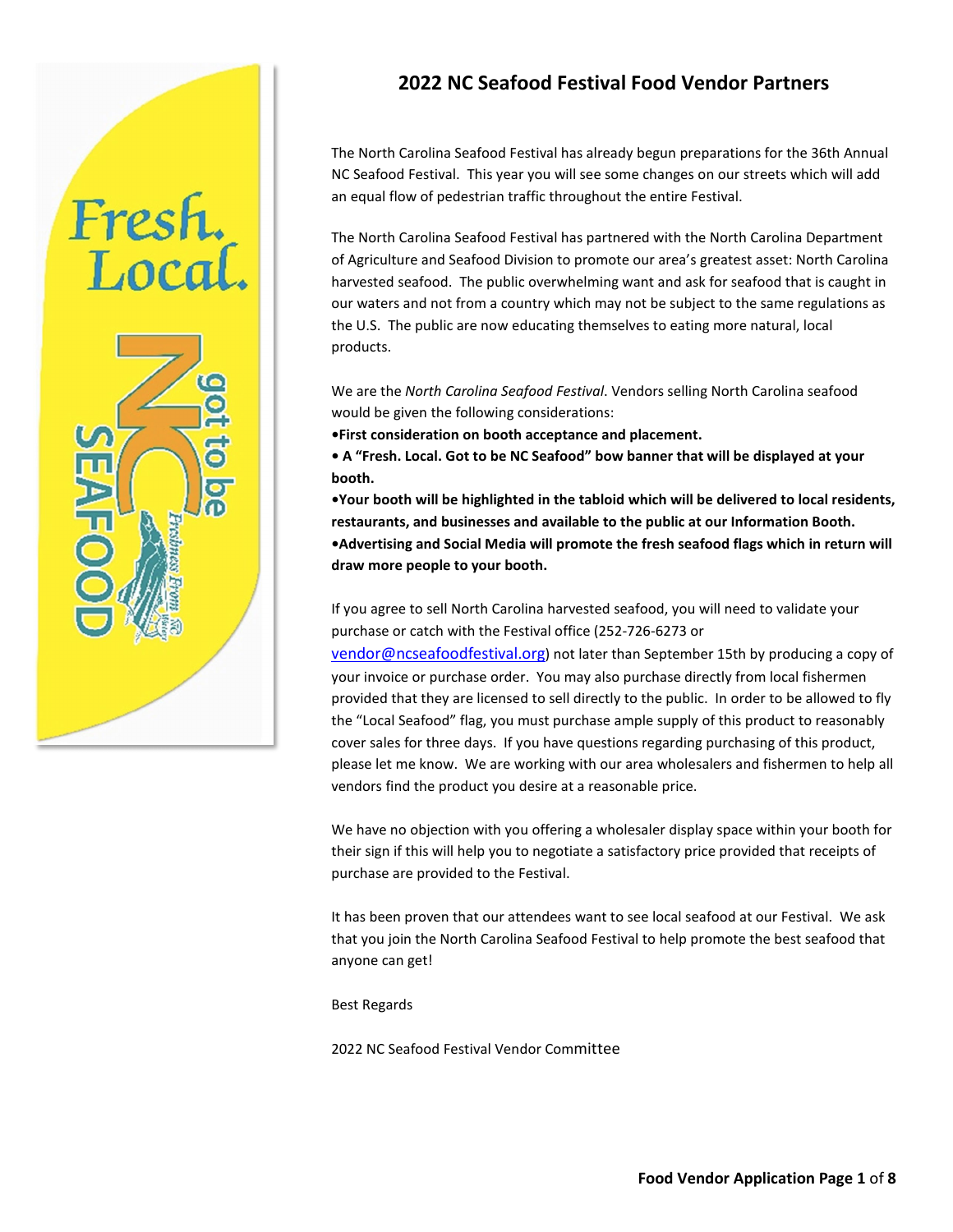# 2022 NC Seafood Festival Food Vendor Partners

The North Carolina Seafood Festival has already begun preparations for the 36th Annual NC Seafood Festival. This year you will see some changes on our streets which will add an equal flow of pedestrian traffic throughout the entire Festival.

The North Carolina Seafood Festival has partnered with the North Carolina Department of Agriculture and Seafood Division to promote our area's greatest asset: North Carolina harvested seafood. The public overwhelming want and ask for seafood that is caught in our waters and not from a country which may not be subject to the same regulations as the U.S. The public are now educating themselves to eating more natural, local products.

We are the *North Carolina Seafood Festival*. Vendors selling North Carolina seafood would be given the following considerations:

- **First consideration on booth acceptance and placement.**
- **A "Fresh. Local. Got to be NC Seafood" bow banner that will be displayed at your booth.**
- **Your booth will be highlighted in the tabloid which will be delivered to local residents, restaurants, and businesses and available to the public at our Information Booth.**
- **Advertising and Social Media will promote the fresh seafood flags which in return will draw more people to your booth.**

If you agree to sell North Carolina harvested seafood, you will need to validate your purchase or catch with the Festival office (252-726-6273 or vendor@ncseafoodfestival.org) not later than September 15th by producing a copy of your invoice or purchase order. You may also purchase directly from local fishermen provided that they are licensed to sell directly to the public. In order to be allowed to fly the "Local Seafood" flag, you must purchase ample supply of this product to reasonably cover sales for three days. If you have questions regarding purchasing of this product, please let me know. We are working with our area wholesalers and fishermen to help all vendors find the product you desire at a reasonable price.

We have no objection with you offering a wholesaler display space within your booth for their sign if this will help you to negotiate a satisfactory price provided that receipts of purchase are provided to the Festival.

It has been proven that our attendees want to see local seafood at our Festival. We ask that you join the North Carolina Seafood Festival to help promote the best seafood that anyone can get!

Best Regards

2022 NC Seafood Festival Vendor Committee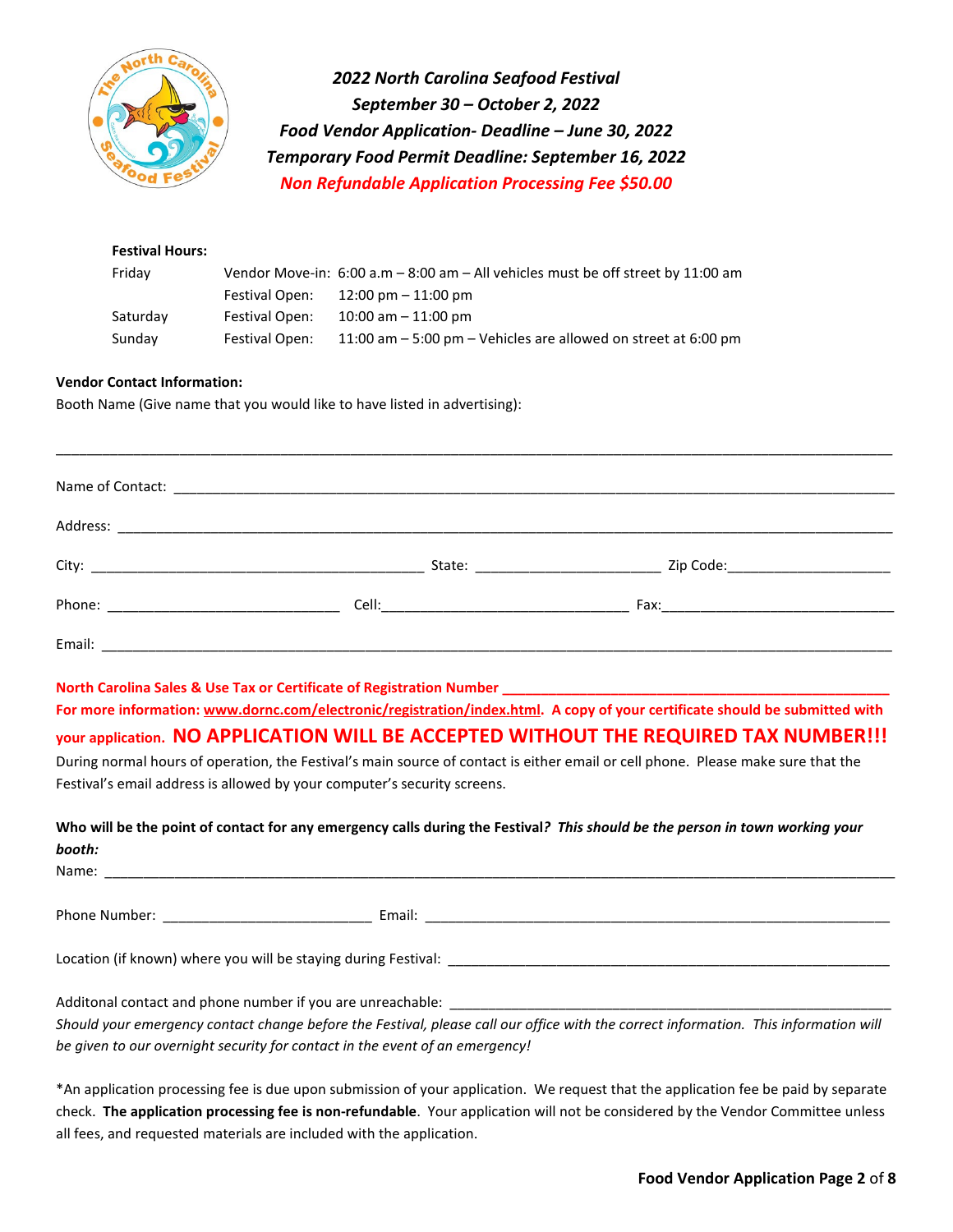***2022 North Carolina Seafood Festival***
***September 30 – October 2, 2022***
***Food Vendor Application- Deadline – June 30, 2022***
***Temporary Food Permit Deadline: September 16, 2022***
***Non Refundable Application Processing Fee $50.00***

**Festival Hours:**

| | | |
|---|---|---|
| Friday | Vendor Move-in: | 6:00 a.m – 8:00 am – All vehicles must be off street by 11:00 am |
| | Festival Open: | 12:00 pm – 11:00 pm |
| Saturday | Festival Open: | 10:00 am – 11:00 pm |
| Sunday | Festival Open: | 11:00 am – 5:00 pm – Vehicles are allowed on street at 6:00 pm |

**Vendor Contact Information:**

Booth Name (Give name that you would like to have listed in advertising):

_______________________________________________

Name of Contact: _______________________________________________

Address: _______________________________________________

City: ______________________ State: ______________ Zip Code:______________

Phone: ______________ Cell:______________ Fax:______________

Email: _______________________________________________

**North Carolina Sales & Use Tax or Certificate of Registration Number ______________________**
**For more information: www.dornc.com/electronic/registration/index.html. A copy of your certificate should be submitted with your application. NO APPLICATION WILL BE ACCEPTED WITHOUT THE REQUIRED TAX NUMBER!!!**

During normal hours of operation, the Festival's main source of contact is either email or cell phone. Please make sure that the Festival's email address is allowed by your computer's security screens.

**Who will be the point of contact for any emergency calls during the Festival?** ***This should be the person in town working your booth:***

Name: _______________________________________________

Phone Number: ______________ Email: ______________________

Location (if known) where you will be staying during Festival: ______________________

Additonal contact and phone number if you are unreachable: ______________________

*Should your emergency contact change before the Festival, please call our office with the correct information. This information will be given to our overnight security for contact in the event of an emergency!*

*An application processing fee is due upon submission of your application. We request that the application fee be paid by separate check. **The application processing fee is non-refundable**. Your application will not be considered by the Vendor Committee unless all fees, and requested materials are included with the application.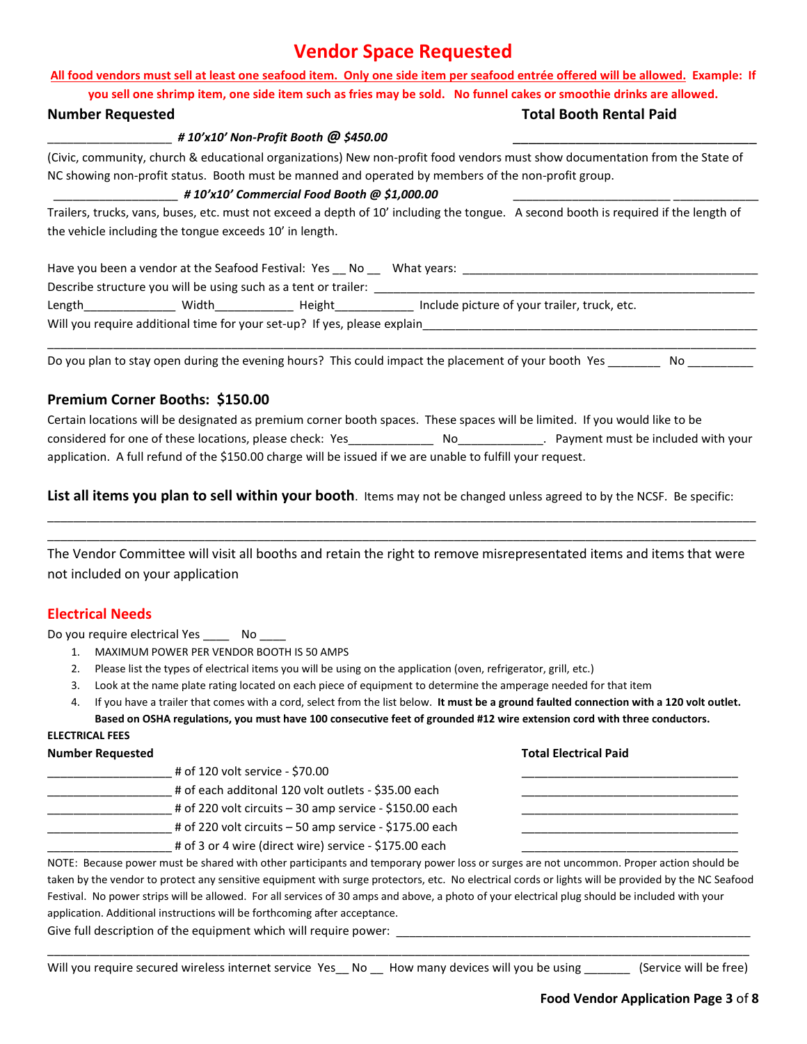# Vendor Space Requested

**All food vendors must sell at least one seafood item. Only one side item per seafood entrée offered will be allowed. Example: If you sell one shrimp item, one side item such as fries may be sold. No funnel cakes or smoothie drinks are allowed.**

**Number Requested** **Total Booth Rental Paid**

__________________ ***# 10'x10' Non-Profit Booth @ $450.00*** ___________________________________

(Civic, community, church & educational organizations) New non-profit food vendors must show documentation from the State of NC showing non-profit status. Booth must be manned and operated by members of the non-profit group.

__________________ ***# 10'x10' Commercial Food Booth @ $1,000.00*** _______________________ _____________

Trailers, trucks, vans, buses, etc. must not exceed a depth of 10' including the tongue. A second booth is required if the length of the vehicle including the tongue exceeds 10' in length.

Have you been a vendor at the Seafood Festival: Yes __ No __ What years: ____________________________________________

Describe structure you will be using such as a tent or trailer: ___________________________________________________________

Length______________ Width____________ Height____________ Include picture of your trailer, truck, etc.

Will you require additional time for your set-up? If yes, please explain___________________________________________________

_____________________________________________________________________________________________________________

Do you plan to stay open during the evening hours? This could impact the placement of your booth Yes ________ No __________

## Premium Corner Booths: $150.00

Certain locations will be designated as premium corner booth spaces. These spaces will be limited. If you would like to be considered for one of these locations, please check: Yes_____________ No_____________. Payment must be included with your application. A full refund of the $150.00 charge will be issued if we are unable to fulfill your request.

**List all items you plan to sell within your booth**. Items may not be changed unless agreed to by the NCSF. Be specific:

_____________________________________________________________________________________________________________

_____________________________________________________________________________________________________________

The Vendor Committee will visit all booths and retain the right to remove misrepresentated items and items that were not included on your application

## Electrical Needs

Do you require electrical Yes ____ No ____

1. MAXIMUM POWER PER VENDOR BOOTH IS 50 AMPS
2. Please list the types of electrical items you will be using on the application (oven, refrigerator, grill, etc.)
3. Look at the name plate rating located on each piece of equipment to determine the amperage needed for that item
4. If you have a trailer that comes with a cord, select from the list below. **It must be a ground faulted connection with a 120 volt outlet. Based on OSHA regulations, you must have 100 consecutive feet of grounded #12 wire extension cord with three conductors.**

**ELECTRICAL FEES**

| **Number Requested** | | **Total Electrical Paid** |
|---|---|---|
| __________________ | # of 120 volt service - $70.00 | _______________________________ |
| __________________ | # of each additonal 120 volt outlets - $35.00 each | _______________________________ |
| __________________ | # of 220 volt circuits – 30 amp service - $150.00 each | _______________________________ |
| __________________ | # of 220 volt circuits – 50 amp service - $175.00 each | _______________________________ |
| __________________ | # of 3 or 4 wire (direct wire) service - $175.00 each | _______________________________ |

NOTE: Because power must be shared with other participants and temporary power loss or surges are not uncommon. Proper action should be taken by the vendor to protect any sensitive equipment with surge protectors, etc. No electrical cords or lights will be provided by the NC Seafood Festival. No power strips will be allowed. For all services of 30 amps and above, a photo of your electrical plug should be included with your application. Additional instructions will be forthcoming after acceptance.

Give full description of the equipment which will require power: ________________________________________________________

_____________________________________________________________________________________________________________

Will you require secured wireless internet service Yes__ No __ How many devices will you be using _______ (Service will be free)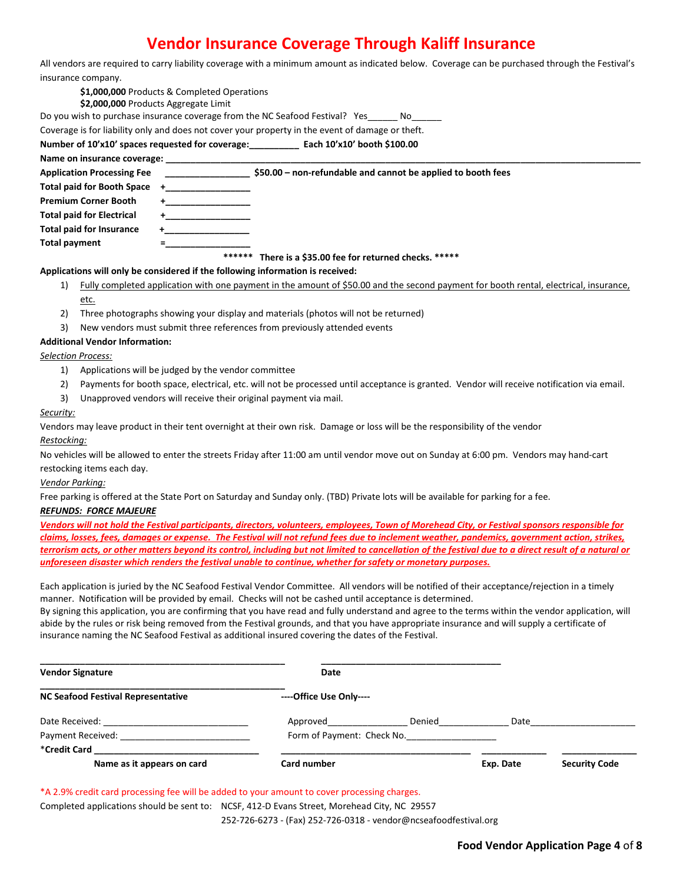# Vendor Insurance Coverage Through Kaliff Insurance

All vendors are required to carry liability coverage with a minimum amount as indicated below. Coverage can be purchased through the Festival's insurance company.

**$1,000,000** Products & Completed Operations
**$2,000,000** Products Aggregate Limit

Do you wish to purchase insurance coverage from the NC Seafood Festival? Yes______ No______

Coverage is for liability only and does not cover your property in the event of damage or theft.

**Number of 10'x10' spaces requested for coverage:__________ Each 10'x10' booth $100.00**

**Name on insurance coverage:** ____________________________________________

| | | |
|---|---|---|
| **Application Processing Fee** | ________________ | **$50.00 – non-refundable and cannot be applied to booth fees** |
| **Total paid for Booth Space** | +________________ | |
| **Premium Corner Booth** | +________________ | |
| **Total paid for Electrical** | +________________ | |
| **Total paid for Insurance** | +________________ | |
| **Total payment** | =________________ | |

**\*\*\*\*\*\* There is a $35.00 fee for returned checks. \*\*\*\*\***

**Applications will only be considered if the following information is received:**

1) <u>Fully completed application with one payment in the amount of $50.00 and the second payment for booth rental, electrical, insurance, etc.</u>
2) Three photographs showing your display and materials (photos will not be returned)
3) New vendors must submit three references from previously attended events

**Additional Vendor Information:**

*<u>Selection Process:</u>*

1) Applications will be judged by the vendor committee
2) Payments for booth space, electrical, etc. will not be processed until acceptance is granted. Vendor will receive notification via email.
3) Unapproved vendors will receive their original payment via mail.

*<u>Security:</u>*

Vendors may leave product in their tent overnight at their own risk. Damage or loss will be the responsibility of the vendor

*<u>Restocking:</u>*

No vehicles will be allowed to enter the streets Friday after 11:00 am until vendor move out on Sunday at 6:00 pm. Vendors may hand-cart restocking items each day.

*<u>Vendor Parking:</u>*

Free parking is offered at the State Port on Saturday and Sunday only. (TBD) Private lots will be available for parking for a fee.

***<u>REFUNDS: FORCE MAJEURE</u>***

***<u>Vendors will not hold the Festival participants, directors, volunteers, employees, Town of Morehead City, or Festival sponsors responsible for claims, losses, fees, damages or expense. The Festival will not refund fees due to inclement weather, pandemics, government action, strikes, terrorism acts, or other matters beyond its control, including but not limited to cancellation of the festival due to a direct result of a natural or unforeseen disaster which renders the festival unable to continue, whether for safety or monetary purposes.</u>***

Each application is juried by the NC Seafood Festival Vendor Committee. All vendors will be notified of their acceptance/rejection in a timely manner. Notification will be provided by email. Checks will not be cashed until acceptance is determined.

By signing this application, you are confirming that you have read and fully understand and agree to the terms within the vendor application, will abide by the rules or risk being removed from the Festival grounds, and that you have appropriate insurance and will supply a certificate of insurance naming the NC Seafood Festival as additional insured covering the dates of the Festival.

________________________________________ ________________________________
**Vendor Signature** **Date**

________________________________________
**NC Seafood Festival Representative** **----Office Use Only----**

Date Received: ____________________________ Approved________________ Denied______________ Date_____________________

Payment Received: __________________________ Form of Payment: Check No.__________________

***Credit Card** ________________________________ ____________________________________ _____________ _______________

**Name as it appears on card** **Card number** **Exp. Date** **Security Code**

*A 2.9% credit card processing fee will be added to your amount to cover processing charges.

Completed applications should be sent to: NCSF, 412-D Evans Street, Morehead City, NC 29557
252-726-6273 - (Fax) 252-726-0318 - vendor@ncseafoodfestival.org

**Food Vendor Application Page 4 of 8**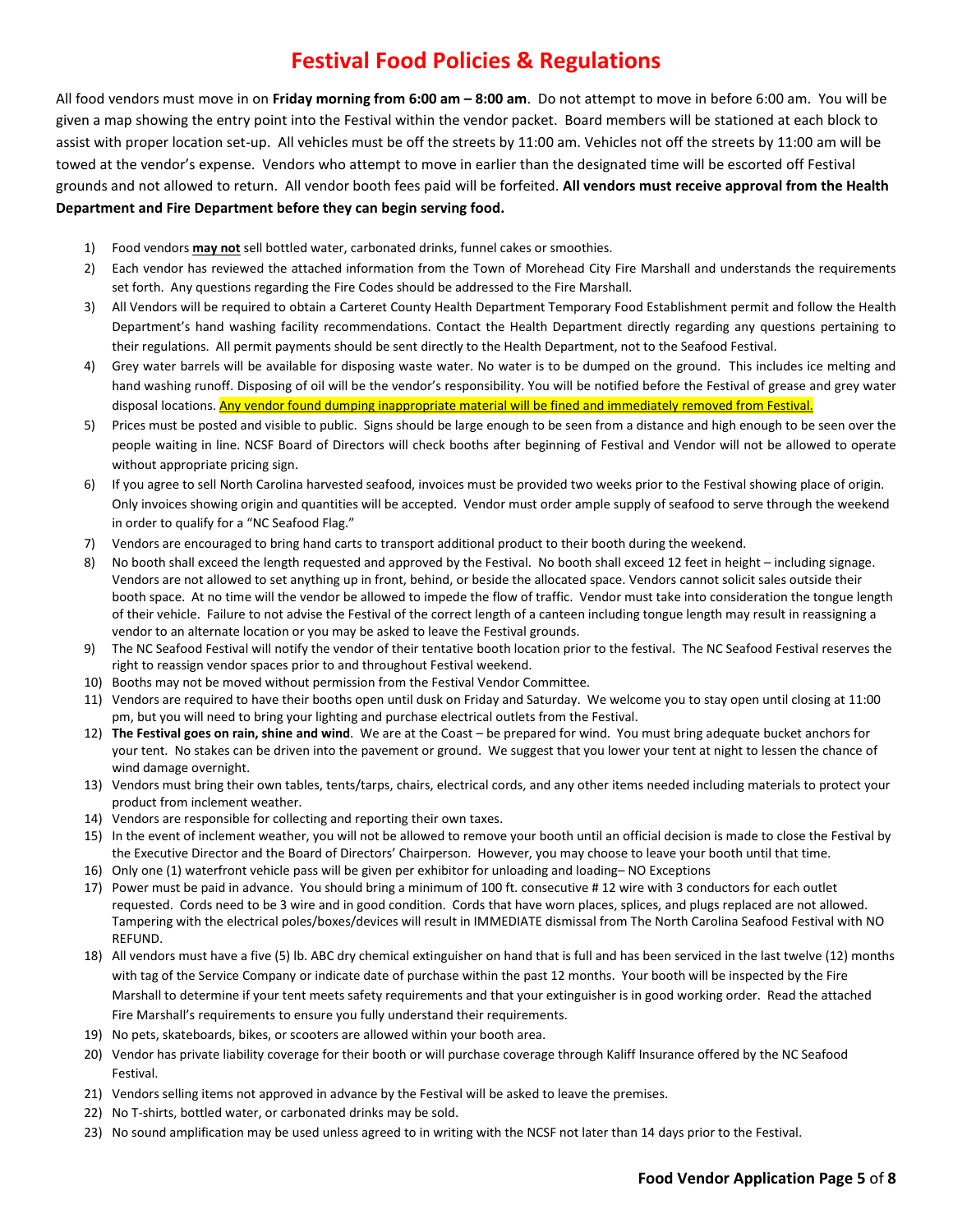# Festival Food Policies & Regulations

All food vendors must move in on **Friday morning from 6:00 am – 8:00 am**. Do not attempt to move in before 6:00 am. You will be given a map showing the entry point into the Festival within the vendor packet. Board members will be stationed at each block to assist with proper location set-up. All vehicles must be off the streets by 11:00 am. Vehicles not off the streets by 11:00 am will be towed at the vendor's expense. Vendors who attempt to move in earlier than the designated time will be escorted off Festival grounds and not allowed to return. All vendor booth fees paid will be forfeited. **All vendors must receive approval from the Health Department and Fire Department before they can begin serving food.**

1) Food vendors **may not** sell bottled water, carbonated drinks, funnel cakes or smoothies.
2) Each vendor has reviewed the attached information from the Town of Morehead City Fire Marshall and understands the requirements set forth. Any questions regarding the Fire Codes should be addressed to the Fire Marshall.
3) All Vendors will be required to obtain a Carteret County Health Department Temporary Food Establishment permit and follow the Health Department's hand washing facility recommendations. Contact the Health Department directly regarding any questions pertaining to their regulations. All permit payments should be sent directly to the Health Department, not to the Seafood Festival.
4) Grey water barrels will be available for disposing waste water. No water is to be dumped on the ground. This includes ice melting and hand washing runoff. Disposing of oil will be the vendor's responsibility. You will be notified before the Festival of grease and grey water disposal locations. Any vendor found dumping inappropriate material will be fined and immediately removed from Festival.
5) Prices must be posted and visible to public. Signs should be large enough to be seen from a distance and high enough to be seen over the people waiting in line. NCSF Board of Directors will check booths after beginning of Festival and Vendor will not be allowed to operate without appropriate pricing sign.
6) If you agree to sell North Carolina harvested seafood, invoices must be provided two weeks prior to the Festival showing place of origin. Only invoices showing origin and quantities will be accepted. Vendor must order ample supply of seafood to serve through the weekend in order to qualify for a "NC Seafood Flag."
7) Vendors are encouraged to bring hand carts to transport additional product to their booth during the weekend.
8) No booth shall exceed the length requested and approved by the Festival. No booth shall exceed 12 feet in height – including signage. Vendors are not allowed to set anything up in front, behind, or beside the allocated space. Vendors cannot solicit sales outside their booth space. At no time will the vendor be allowed to impede the flow of traffic. Vendor must take into consideration the tongue length of their vehicle. Failure to not advise the Festival of the correct length of a canteen including tongue length may result in reassigning a vendor to an alternate location or you may be asked to leave the Festival grounds.
9) The NC Seafood Festival will notify the vendor of their tentative booth location prior to the festival. The NC Seafood Festival reserves the right to reassign vendor spaces prior to and throughout Festival weekend.
10) Booths may not be moved without permission from the Festival Vendor Committee.
11) Vendors are required to have their booths open until dusk on Friday and Saturday. We welcome you to stay open until closing at 11:00 pm, but you will need to bring your lighting and purchase electrical outlets from the Festival.
12) **The Festival goes on rain, shine and wind**. We are at the Coast – be prepared for wind. You must bring adequate bucket anchors for your tent. No stakes can be driven into the pavement or ground. We suggest that you lower your tent at night to lessen the chance of wind damage overnight.
13) Vendors must bring their own tables, tents/tarps, chairs, electrical cords, and any other items needed including materials to protect your product from inclement weather.
14) Vendors are responsible for collecting and reporting their own taxes.
15) In the event of inclement weather, you will not be allowed to remove your booth until an official decision is made to close the Festival by the Executive Director and the Board of Directors' Chairperson. However, you may choose to leave your booth until that time.
16) Only one (1) waterfront vehicle pass will be given per exhibitor for unloading and loading– NO Exceptions
17) Power must be paid in advance. You should bring a minimum of 100 ft. consecutive # 12 wire with 3 conductors for each outlet requested. Cords need to be 3 wire and in good condition. Cords that have worn places, splices, and plugs replaced are not allowed. Tampering with the electrical poles/boxes/devices will result in IMMEDIATE dismissal from The North Carolina Seafood Festival with NO REFUND.
18) All vendors must have a five (5) lb. ABC dry chemical extinguisher on hand that is full and has been serviced in the last twelve (12) months with tag of the Service Company or indicate date of purchase within the past 12 months. Your booth will be inspected by the Fire Marshall to determine if your tent meets safety requirements and that your extinguisher is in good working order. Read the attached Fire Marshall's requirements to ensure you fully understand their requirements.
19) No pets, skateboards, bikes, or scooters are allowed within your booth area.
20) Vendor has private liability coverage for their booth or will purchase coverage through Kaliff Insurance offered by the NC Seafood Festival.
21) Vendors selling items not approved in advance by the Festival will be asked to leave the premises.
22) No T-shirts, bottled water, or carbonated drinks may be sold.
23) No sound amplification may be used unless agreed to in writing with the NCSF not later than 14 days prior to the Festival.

**Food Vendor Application Page 5 of 8**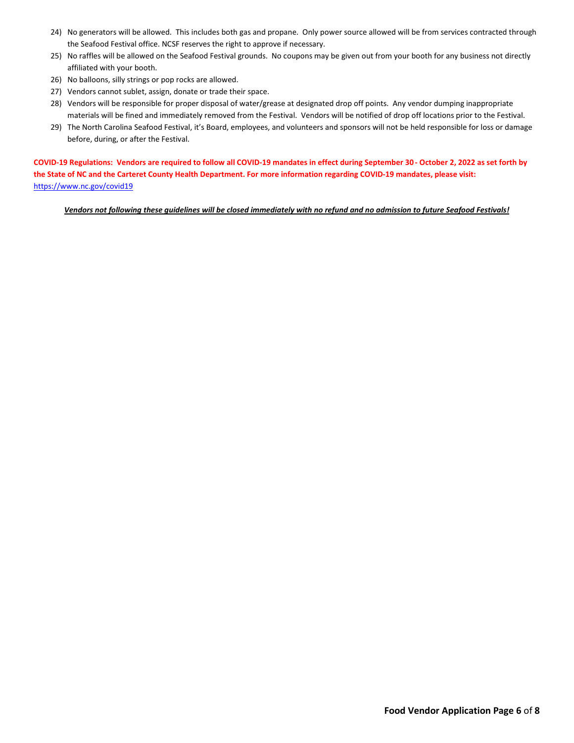24) No generators will be allowed. This includes both gas and propane. Only power source allowed will be from services contracted through the Seafood Festival office. NCSF reserves the right to approve if necessary.
25) No raffles will be allowed on the Seafood Festival grounds. No coupons may be given out from your booth for any business not directly affiliated with your booth.
26) No balloons, silly strings or pop rocks are allowed.
27) Vendors cannot sublet, assign, donate or trade their space.
28) Vendors will be responsible for proper disposal of water/grease at designated drop off points. Any vendor dumping inappropriate materials will be fined and immediately removed from the Festival. Vendors will be notified of drop off locations prior to the Festival.
29) The North Carolina Seafood Festival, it's Board, employees, and volunteers and sponsors will not be held responsible for loss or damage before, during, or after the Festival.

**COVID-19 Regulations: Vendors are required to follow all COVID-19 mandates in effect during September 30 - October 2, 2022 as set forth by the State of NC and the Carteret County Health Department. For more information regarding COVID-19 mandates, please visit:** https://www.nc.gov/covid19

***Vendors not following these guidelines will be closed immediately with no refund and no admission to future Seafood Festivals!***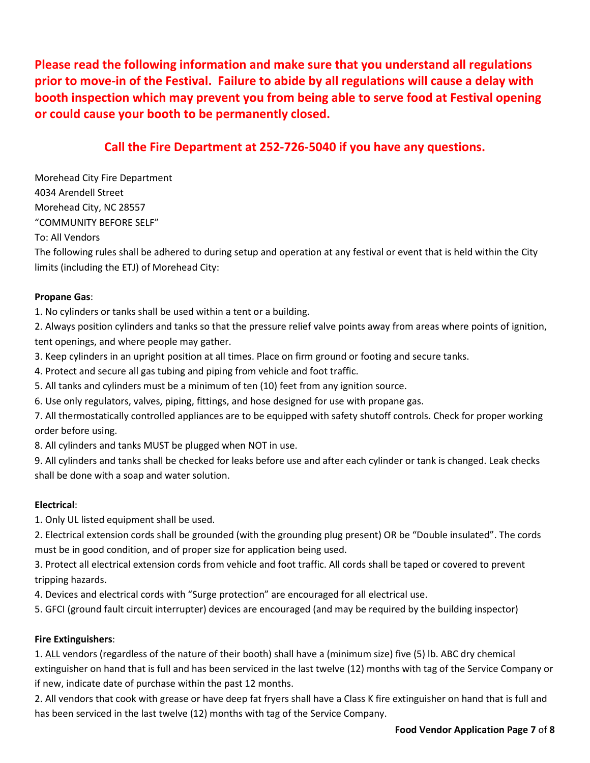**Please read the following information and make sure that you understand all regulations prior to move-in of the Festival. Failure to abide by all regulations will cause a delay with booth inspection which may prevent you from being able to serve food at Festival opening or could cause your booth to be permanently closed.**

**Call the Fire Department at 252-726-5040 if you have any questions.**

Morehead City Fire Department
4034 Arendell Street
Morehead City, NC 28557
"COMMUNITY BEFORE SELF"
To: All Vendors
The following rules shall be adhered to during setup and operation at any festival or event that is held within the City limits (including the ETJ) of Morehead City:

**Propane Gas**:

1. No cylinders or tanks shall be used within a tent or a building.
2. Always position cylinders and tanks so that the pressure relief valve points away from areas where points of ignition, tent openings, and where people may gather.
3. Keep cylinders in an upright position at all times. Place on firm ground or footing and secure tanks.
4. Protect and secure all gas tubing and piping from vehicle and foot traffic.
5. All tanks and cylinders must be a minimum of ten (10) feet from any ignition source.
6. Use only regulators, valves, piping, fittings, and hose designed for use with propane gas.
7. All thermostatically controlled appliances are to be equipped with safety shutoff controls. Check for proper working order before using.
8. All cylinders and tanks MUST be plugged when NOT in use.
9. All cylinders and tanks shall be checked for leaks before use and after each cylinder or tank is changed. Leak checks shall be done with a soap and water solution.

**Electrical**:

1. Only UL listed equipment shall be used.
2. Electrical extension cords shall be grounded (with the grounding plug present) OR be "Double insulated". The cords must be in good condition, and of proper size for application being used.
3. Protect all electrical extension cords from vehicle and foot traffic. All cords shall be taped or covered to prevent tripping hazards.
4. Devices and electrical cords with "Surge protection" are encouraged for all electrical use.
5. GFCI (ground fault circuit interrupter) devices are encouraged (and may be required by the building inspector)

**Fire Extinguishers**:

1. ALL vendors (regardless of the nature of their booth) shall have a (minimum size) five (5) lb. ABC dry chemical extinguisher on hand that is full and has been serviced in the last twelve (12) months with tag of the Service Company or if new, indicate date of purchase within the past 12 months.
2. All vendors that cook with grease or have deep fat fryers shall have a Class K fire extinguisher on hand that is full and has been serviced in the last twelve (12) months with tag of the Service Company.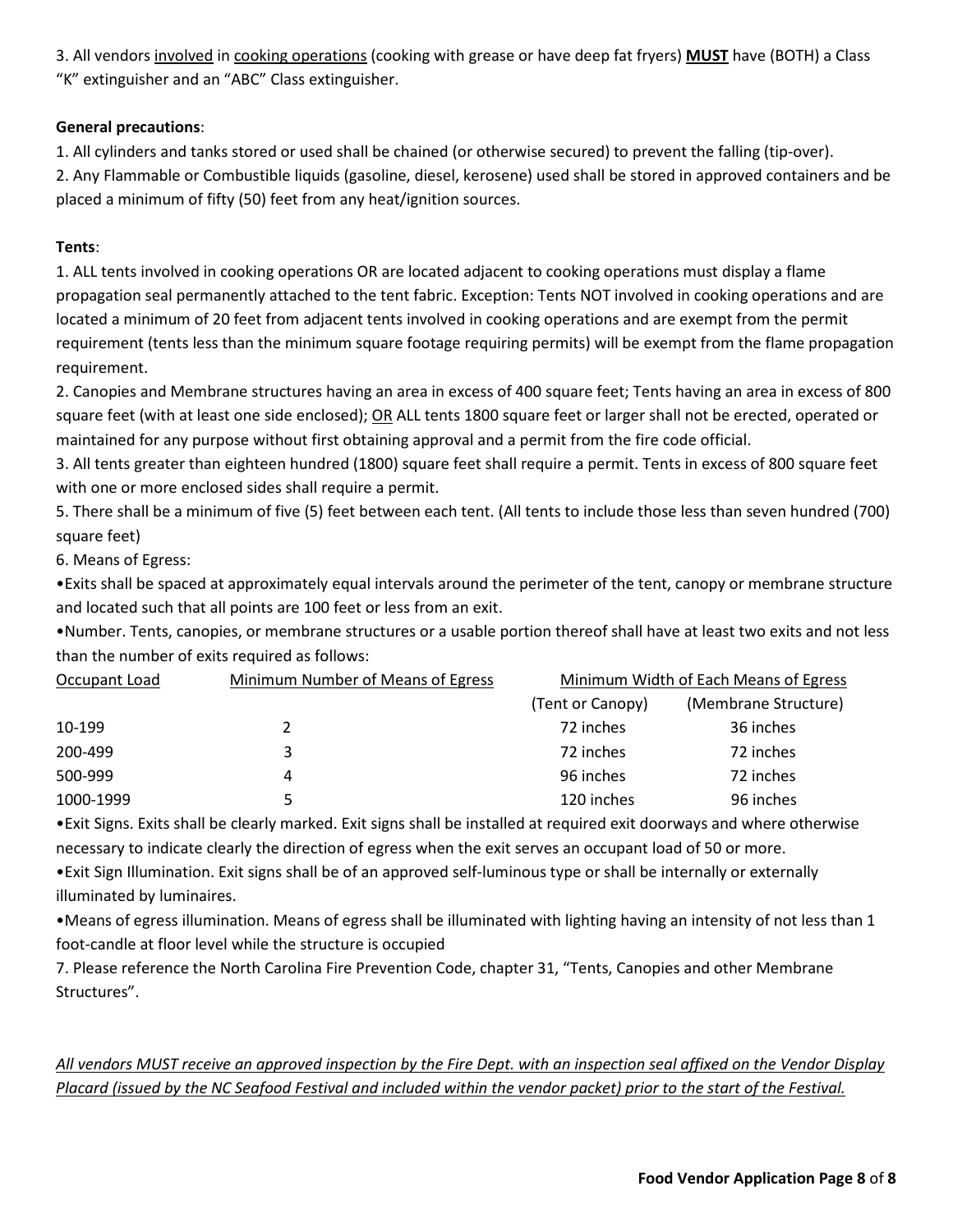3. All vendors involved in cooking operations (cooking with grease or have deep fat fryers) **MUST** have (BOTH) a Class "K" extinguisher and an "ABC" Class extinguisher.

**General precautions**:

1. All cylinders and tanks stored or used shall be chained (or otherwise secured) to prevent the falling (tip-over).
2. Any Flammable or Combustible liquids (gasoline, diesel, kerosene) used shall be stored in approved containers and be placed a minimum of fifty (50) feet from any heat/ignition sources.

**Tents**:

1. ALL tents involved in cooking operations OR are located adjacent to cooking operations must display a flame propagation seal permanently attached to the tent fabric. Exception: Tents NOT involved in cooking operations and are located a minimum of 20 feet from adjacent tents involved in cooking operations and are exempt from the permit requirement (tents less than the minimum square footage requiring permits) will be exempt from the flame propagation requirement.
2. Canopies and Membrane structures having an area in excess of 400 square feet; Tents having an area in excess of 800 square feet (with at least one side enclosed); OR ALL tents 1800 square feet or larger shall not be erected, operated or maintained for any purpose without first obtaining approval and a permit from the fire code official.
3. All tents greater than eighteen hundred (1800) square feet shall require a permit. Tents in excess of 800 square feet with one or more enclosed sides shall require a permit.

5. There shall be a minimum of five (5) feet between each tent. (All tents to include those less than seven hundred (700) square feet)
6. Means of Egress:

- Exits shall be spaced at approximately equal intervals around the perimeter of the tent, canopy or membrane structure and located such that all points are 100 feet or less from an exit.
- Number. Tents, canopies, or membrane structures or a usable portion thereof shall have at least two exits and not less than the number of exits required as follows:

| Occupant Load | Minimum Number of Means of Egress | Minimum Width of Each Means of Egress | |
|---|---|---|---|
| | | (Tent or Canopy) | (Membrane Structure) |
| 10-199 | 2 | 72 inches | 36 inches |
| 200-499 | 3 | 72 inches | 72 inches |
| 500-999 | 4 | 96 inches | 72 inches |
| 1000-1999 | 5 | 120 inches | 96 inches |

- Exit Signs. Exits shall be clearly marked. Exit signs shall be installed at required exit doorways and where otherwise necessary to indicate clearly the direction of egress when the exit serves an occupant load of 50 or more.
- Exit Sign Illumination. Exit signs shall be of an approved self-luminous type or shall be internally or externally illuminated by luminaires.
- Means of egress illumination. Means of egress shall be illuminated with lighting having an intensity of not less than 1 foot-candle at floor level while the structure is occupied

7. Please reference the North Carolina Fire Prevention Code, chapter 31, "Tents, Canopies and other Membrane Structures".

*All vendors MUST receive an approved inspection by the Fire Dept. with an inspection seal affixed on the Vendor Display Placard (issued by the NC Seafood Festival and included within the vendor packet) prior to the start of the Festival.*